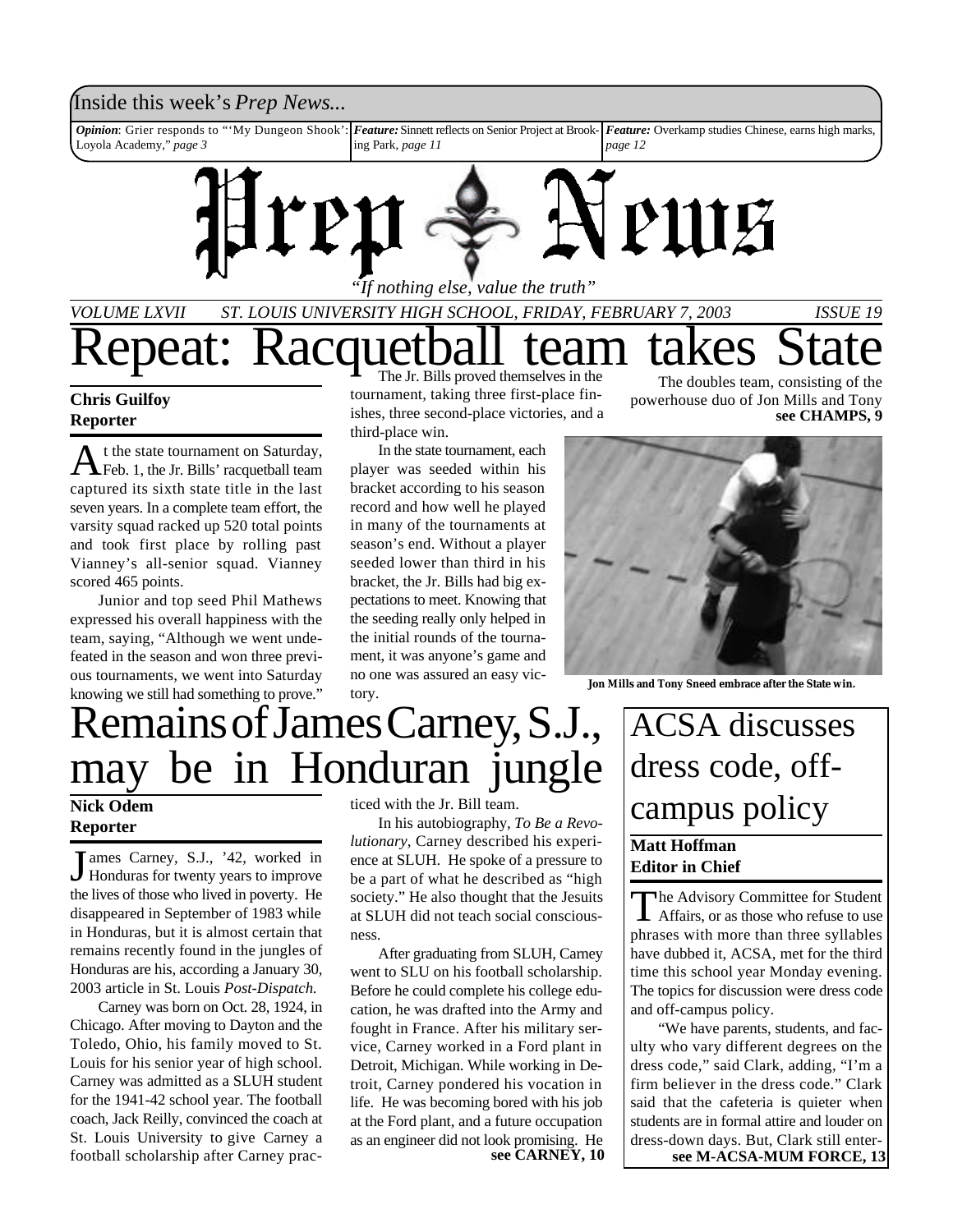Inside this week's *Prep News...*

***Opinion***: Grier responds to "'My Dungeon Shook': Loyola Academy," *page 3*

***Feature:*** Sinnett reflects on Senior Project at Brooking Park, *page 11*

***Feature:*** Overkamp studies Chinese, earns high marks, *page 12*

# Prep News

*"If nothing else, value the truth"*

*VOLUME LXVII ST. LOUIS UNIVERSITY HIGH SCHOOL, FRIDAY, FEBRUARY 7, 2003 ISSUE 19*

# Repeat: Racquetball team takes State

**Chris Guilfoy**
**Reporter**

At the state tournament on Saturday, Feb. 1, the Jr. Bills' racquetball team captured its sixth state title in the last seven years. In a complete team effort, the varsity squad racked up 520 total points and took first place by rolling past Vianney's all-senior squad. Vianney scored 465 points.

Junior and top seed Phil Mathews expressed his overall happiness with the team, saying, "Although we went undefeated in the season and won three previous tournaments, we went into Saturday knowing we still had something to prove."

The Jr. Bills proved themselves in the tournament, taking three first-place finishes, three second-place victories, and a third-place win.

In the state tournament, each player was seeded within his bracket according to his season record and how well he played in many of the tournaments at season's end. Without a player seeded lower than third in his bracket, the Jr. Bills had big expectations to meet. Knowing that the seeding really only helped in the initial rounds of the tournament, it was anyone's game and no one was assured an easy victory.

The doubles team, consisting of the powerhouse duo of Jon Mills and Tony

**see CHAMPS, 9**

**Jon Mills and Tony Sneed embrace after the State win.**

# Remains of James Carney, S.J., may be in Honduran jungle

**Nick Odem**
**Reporter**

James Carney, S.J., '42, worked in Honduras for twenty years to improve the lives of those who lived in poverty. He disappeared in September of 1983 while in Honduras, but it is almost certain that remains recently found in the jungles of Honduras are his, according a January 30, 2003 article in St. Louis *Post-Dispatch.*

Carney was born on Oct. 28, 1924, in Chicago. After moving to Dayton and the Toledo, Ohio, his family moved to St. Louis for his senior year of high school. Carney was admitted as a SLUH student for the 1941-42 school year. The football coach, Jack Reilly, convinced the coach at St. Louis University to give Carney a football scholarship after Carney practiced with the Jr. Bill team.

In his autobiography, *To Be a Revolutionary*, Carney described his experience at SLUH. He spoke of a pressure to be a part of what he described as "high society." He also thought that the Jesuits at SLUH did not teach social consciousness.

After graduating from SLUH, Carney went to SLU on his football scholarship. Before he could complete his college education, he was drafted into the Army and fought in France. After his military service, Carney worked in a Ford plant in Detroit, Michigan. While working in Detroit, Carney pondered his vocation in life. He was becoming bored with his job at the Ford plant, and a future occupation as an engineer did not look promising. He

**see CARNEY, 10**

# ACSA discusses dress code, off-campus policy

**Matt Hoffman**
**Editor in Chief**

The Advisory Committee for Student Affairs, or as those who refuse to use phrases with more than three syllables have dubbed it, ACSA, met for the third time this school year Monday evening. The topics for discussion were dress code and off-campus policy.

"We have parents, students, and faculty who vary different degrees on the dress code," said Clark, adding, "I'm a firm believer in the dress code." Clark said that the cafeteria is quieter when students are in formal attire and louder on dress-down days. But, Clark still enter-

**see M-ACSA-MUM FORCE, 13**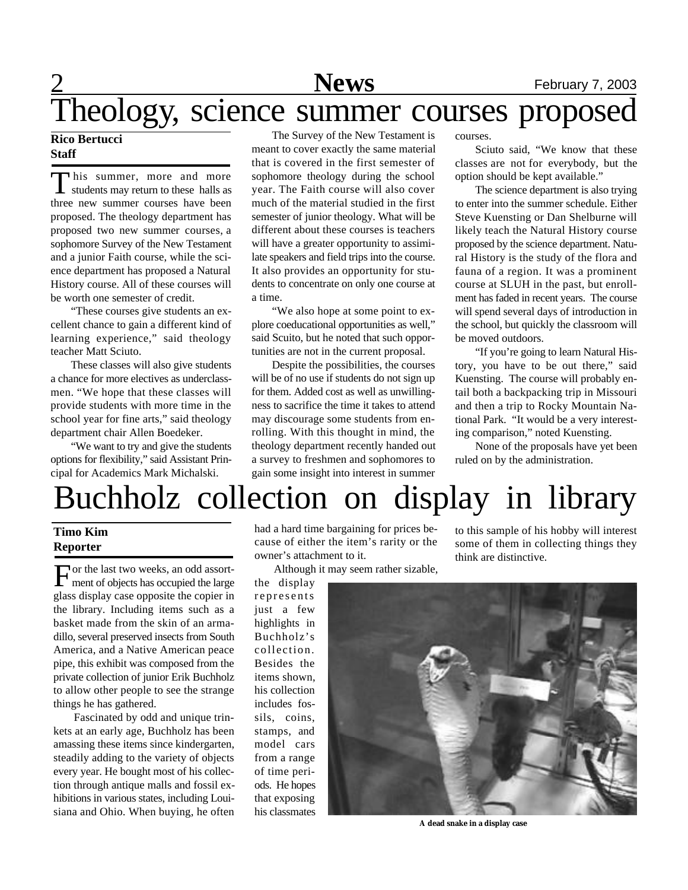# Theology, science summer courses proposed

**Rico Bertucci**
**Staff**

This summer, more and more students may return to these halls as three new summer courses have been proposed. The theology department has proposed two new summer courses, a sophomore Survey of the New Testament and a junior Faith course, while the science department has proposed a Natural History course. All of these courses will be worth one semester of credit.

"These courses give students an excellent chance to gain a different kind of learning experience," said theology teacher Matt Sciuto.

These classes will also give students a chance for more electives as underclassmen. "We hope that these classes will provide students with more time in the school year for fine arts," said theology department chair Allen Boedeker.

"We want to try and give the students options for flexibility," said Assistant Principal for Academics Mark Michalski.

The Survey of the New Testament is meant to cover exactly the same material that is covered in the first semester of sophomore theology during the school year. The Faith course will also cover much of the material studied in the first semester of junior theology. What will be different about these courses is teachers will have a greater opportunity to assimilate speakers and field trips into the course. It also provides an opportunity for students to concentrate on only one course at a time.

"We also hope at some point to explore coeducational opportunities as well," said Scuito, but he noted that such opportunities are not in the current proposal.

Despite the possibilities, the courses will be of no use if students do not sign up for them. Added cost as well as unwillingness to sacrifice the time it takes to attend may discourage some students from enrolling. With this thought in mind, the theology department recently handed out a survey to freshmen and sophomores to gain some insight into interest in summer courses.

Sciuto said, "We know that these classes are not for everybody, but the option should be kept available."

The science department is also trying to enter into the summer schedule. Either Steve Kuensting or Dan Shelburne will likely teach the Natural History course proposed by the science department. Natural History is the study of the flora and fauna of a region. It was a prominent course at SLUH in the past, but enrollment has faded in recent years. The course will spend several days of introduction in the school, but quickly the classroom will be moved outdoors.

"If you're going to learn Natural History, you have to be out there," said Kuensting. The course will probably entail both a backpacking trip in Missouri and then a trip to Rocky Mountain National Park. "It would be a very interesting comparison," noted Kuensting.

None of the proposals have yet been ruled on by the administration.

# Buchholz collection on display in library

**Timo Kim**
**Reporter**

For the last two weeks, an odd assortment of objects has occupied the large glass display case opposite the copier in the library. Including items such as a basket made from the skin of an armadillo, several preserved insects from South America, and a Native American peace pipe, this exhibit was composed from the private collection of junior Erik Buchholz to allow other people to see the strange things he has gathered.

Fascinated by odd and unique trinkets at an early age, Buchholz has been amassing these items since kindergarten, steadily adding to the variety of objects every year. He bought most of his collection through antique malls and fossil exhibitions in various states, including Louisiana and Ohio. When buying, he often had a hard time bargaining for prices because of either the item's rarity or the owner's attachment to it.

Although it may seem rather sizable, the display represents just a few highlights in Buchholz's collection. Besides the items shown, his collection includes fossils, coins, stamps, and model cars from a range of time periods. He hopes that exposing his classmates to this sample of his hobby will interest some of them in collecting things they think are distinctive.

A dead snake in a display case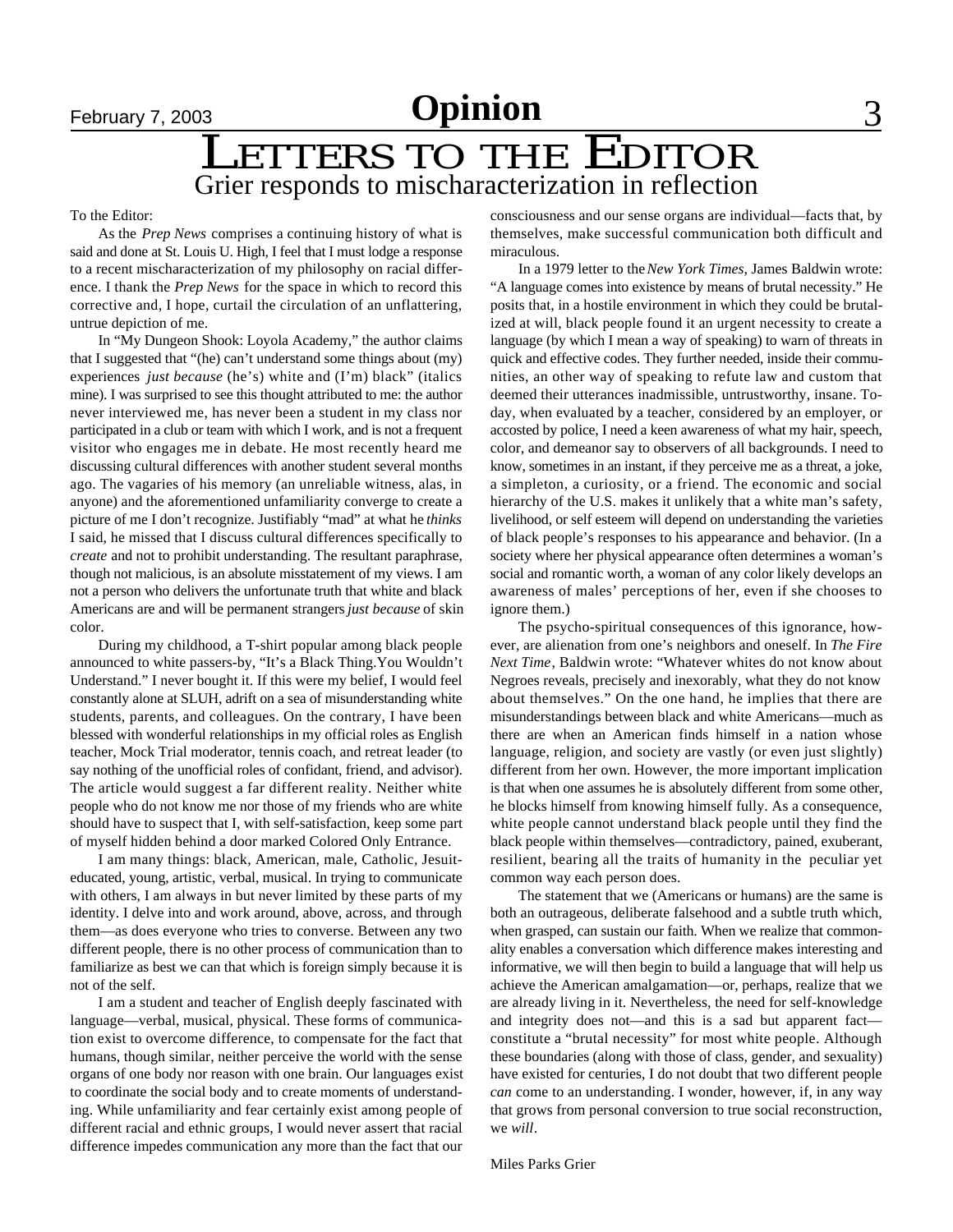# Letters to the Editor

## Grier responds to mischaracterization in reflection

To the Editor:

As the *Prep News* comprises a continuing history of what is said and done at St. Louis U. High, I feel that I must lodge a response to a recent mischaracterization of my philosophy on racial difference. I thank the *Prep News* for the space in which to record this corrective and, I hope, curtail the circulation of an unflattering, untrue depiction of me.

In "My Dungeon Shook: Loyola Academy," the author claims that I suggested that "(he) can't understand some things about (my) experiences *just because* (he's) white and (I'm) black" (italics mine). I was surprised to see this thought attributed to me: the author never interviewed me, has never been a student in my class nor participated in a club or team with which I work, and is not a frequent visitor who engages me in debate. He most recently heard me discussing cultural differences with another student several months ago. The vagaries of his memory (an unreliable witness, alas, in anyone) and the aforementioned unfamiliarity converge to create a picture of me I don't recognize. Justifiably "mad" at what he *thinks* I said, he missed that I discuss cultural differences specifically to *create* and not to prohibit understanding. The resultant paraphrase, though not malicious, is an absolute misstatement of my views. I am not a person who delivers the unfortunate truth that white and black Americans are and will be permanent strangers *just because* of skin color.

During my childhood, a T-shirt popular among black people announced to white passers-by, "It's a Black Thing.You Wouldn't Understand." I never bought it. If this were my belief, I would feel constantly alone at SLUH, adrift on a sea of misunderstanding white students, parents, and colleagues. On the contrary, I have been blessed with wonderful relationships in my official roles as English teacher, Mock Trial moderator, tennis coach, and retreat leader (to say nothing of the unofficial roles of confidant, friend, and advisor). The article would suggest a far different reality. Neither white people who do not know me nor those of my friends who are white should have to suspect that I, with self-satisfaction, keep some part of myself hidden behind a door marked Colored Only Entrance.

I am many things: black, American, male, Catholic, Jesuit-educated, young, artistic, verbal, musical. In trying to communicate with others, I am always in but never limited by these parts of my identity. I delve into and work around, above, across, and through them—as does everyone who tries to converse. Between any two different people, there is no other process of communication than to familiarize as best we can that which is foreign simply because it is not of the self.

I am a student and teacher of English deeply fascinated with language—verbal, musical, physical. These forms of communication exist to overcome difference, to compensate for the fact that humans, though similar, neither perceive the world with the sense organs of one body nor reason with one brain. Our languages exist to coordinate the social body and to create moments of understanding. While unfamiliarity and fear certainly exist among people of different racial and ethnic groups, I would never assert that racial difference impedes communication any more than the fact that our consciousness and our sense organs are individual—facts that, by themselves, make successful communication both difficult and miraculous.

In a 1979 letter to the *New York Times*, James Baldwin wrote: "A language comes into existence by means of brutal necessity." He posits that, in a hostile environment in which they could be brutalized at will, black people found it an urgent necessity to create a language (by which I mean a way of speaking) to warn of threats in quick and effective codes. They further needed, inside their communities, another way of speaking to refute law and custom that deemed their utterances inadmissible, untrustworthy, insane. Today, when evaluated by a teacher, considered by an employer, or accosted by police, I need a keen awareness of what my hair, speech, color, and demeanor say to observers of all backgrounds. I need to know, sometimes in an instant, if they perceive me as a threat, a joke, a simpleton, a curiosity, or a friend. The economic and social hierarchy of the U.S. makes it unlikely that a white man's safety, livelihood, or self esteem will depend on understanding the varieties of black people's responses to his appearance and behavior. (In a society where her physical appearance often determines a woman's social and romantic worth, a woman of any color likely develops an awareness of males' perceptions of her, even if she chooses to ignore them.)

The psycho-spiritual consequences of this ignorance, however, are alienation from one's neighbors and oneself. In *The Fire Next Time*, Baldwin wrote: "Whatever whites do not know about Negroes reveals, precisely and inexorably, what they do not know about themselves." On the one hand, he implies that there are misunderstandings between black and white Americans—much as there are when an American finds himself in a nation whose language, religion, and society are vastly (or even just slightly) different from her own. However, the more important implication is that when one assumes he is absolutely different from some other, he blocks himself from knowing himself fully. As a consequence, white people cannot understand black people until they find the black people within themselves—contradictory, pained, exuberant, resilient, bearing all the traits of humanity in the peculiar yet common way each person does.

The statement that we (Americans or humans) are the same is both an outrageous, deliberate falsehood and a subtle truth which, when grasped, can sustain our faith. When we realize that commonality enables a conversation which difference makes interesting and informative, we will then begin to build a language that will help us achieve the American amalgamation—or, perhaps, realize that we are already living in it. Nevertheless, the need for self-knowledge and integrity does not—and this is a sad but apparent fact—constitute a "brutal necessity" for most white people. Although these boundaries (along with those of class, gender, and sexuality) have existed for centuries, I do not doubt that two different people *can* come to an understanding. I wonder, however, if, in any way that grows from personal conversion to true social reconstruction, we *will*.

Miles Parks Grier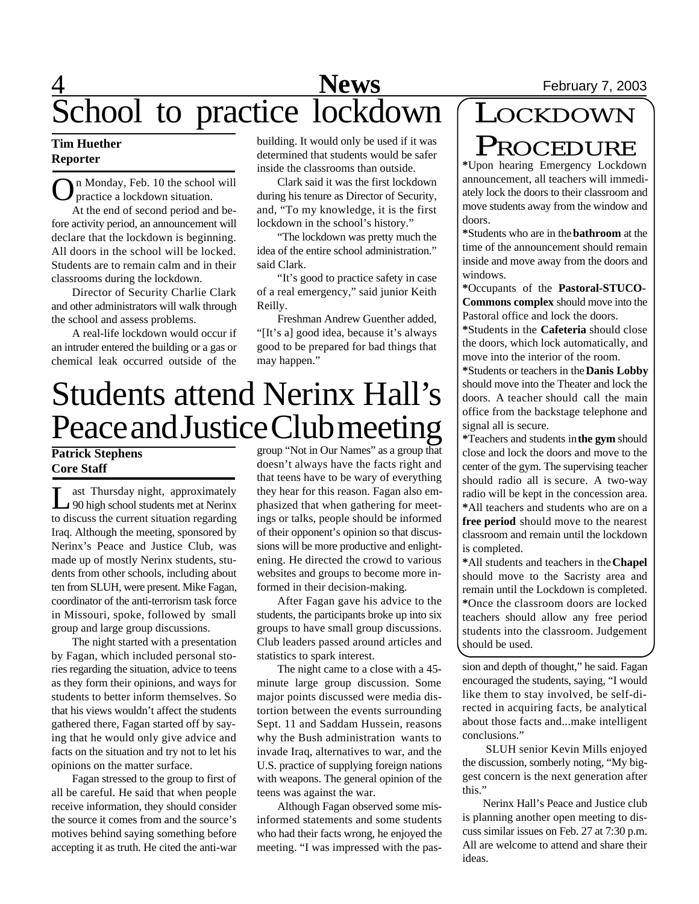# School to practice lockdown

**Tim Huether**
**Reporter**

On Monday, Feb. 10 the school will practice a lockdown situation.

At the end of second period and before activity period, an announcement will declare that the lockdown is beginning. All doors in the school will be locked. Students are to remain calm and in their classrooms during the lockdown.

Director of Security Charlie Clark and other administrators will walk through the school and assess problems.

A real-life lockdown would occur if an intruder entered the building or a gas or chemical leak occurred outside of the building. It would only be used if it was determined that students would be safer inside the classrooms than outside.

Clark said it was the first lockdown during his tenure as Director of Security, and, "To my knowledge, it is the first lockdown in the school's history."

"The lockdown was pretty much the idea of the entire school administration." said Clark.

"It's good to practice safety in case of a real emergency," said junior Keith Reilly.

Freshman Andrew Guenther added, "[It's a] good idea, because it's always good to be prepared for bad things that may happen."

## Lockdown Procedure

*Upon hearing Emergency Lockdown announcement, all teachers will immediately lock the doors to their classroom and move students away from the window and doors.

*Students who are in the **bathroom** at the time of the announcement should remain inside and move away from the doors and windows.

*Occupants of the **Pastoral-STUCO-Commons complex** should move into the Pastoral office and lock the doors.

*Students in the **Cafeteria** should close the doors, which lock automatically, and move into the interior of the room.

*Students or teachers in the **Danis Lobby** should move into the Theater and lock the doors. A teacher should call the main office from the backstage telephone and signal all is secure.

*Teachers and students in **the gym** should close and lock the doors and move to the center of the gym. The supervising teacher should radio all is secure. A two-way radio will be kept in the concession area.

*All teachers and students who are on a **free period** should move to the nearest classroom and remain until the lockdown is completed.

*All students and teachers in the **Chapel** should move to the Sacristy area and remain until the Lockdown is completed.

*Once the classroom doors are locked teachers should allow any free period students into the classroom. Judgement should be used.

# Students attend Nerinx Hall's Peace and Justice Club meeting

**Patrick Stephens**
**Core Staff**

Last Thursday night, approximately 90 high school students met at Nerinx to discuss the current situation regarding Iraq. Although the meeting, sponsored by Nerinx's Peace and Justice Club, was made up of mostly Nerinx students, students from other schools, including about ten from SLUH, were present. Mike Fagan, coordinator of the anti-terrorism task force in Missouri, spoke, followed by small group and large group discussions.

The night started with a presentation by Fagan, which included personal stories regarding the situation, advice to teens as they form their opinions, and ways for students to better inform themselves. So that his views wouldn't affect the students gathered there, Fagan started off by saying that he would only give advice and facts on the situation and try not to let his opinions on the matter surface.

Fagan stressed to the group to first of all be careful. He said that when people receive information, they should consider the source it comes from and the source's motives behind saying something before accepting it as truth. He cited the anti-war group "Not in Our Names" as a group that doesn't always have the facts right and that teens have to be wary of everything they hear for this reason. Fagan also emphasized that when gathering for meetings or talks, people should be informed of their opponent's opinion so that discussions will be more productive and enlightening. He directed the crowd to various websites and groups to become more informed in their decision-making.

After Fagan gave his advice to the students, the participants broke up into six groups to have small group discussions. Club leaders passed around articles and statistics to spark interest.

The night came to a close with a 45-minute large group discussion. Some major points discussed were media distortion between the events surrounding Sept. 11 and Saddam Hussein, reasons why the Bush administration wants to invade Iraq, alternatives to war, and the U.S. practice of supplying foreign nations with weapons. The general opinion of the teens was against the war.

Although Fagan observed some misinformed statements and some students who had their facts wrong, he enjoyed the meeting. "I was impressed with the passion and depth of thought," he said. Fagan encouraged the students, saying, "I would like them to stay involved, be self-directed in acquiring facts, be analytical about those facts and...make intelligent conclusions."

SLUH senior Kevin Mills enjoyed the discussion, somberly noting, "My biggest concern is the next generation after this."

Nerinx Hall's Peace and Justice club is planning another open meeting to discuss similar issues on Feb. 27 at 7:30 p.m. All are welcome to attend and share their ideas.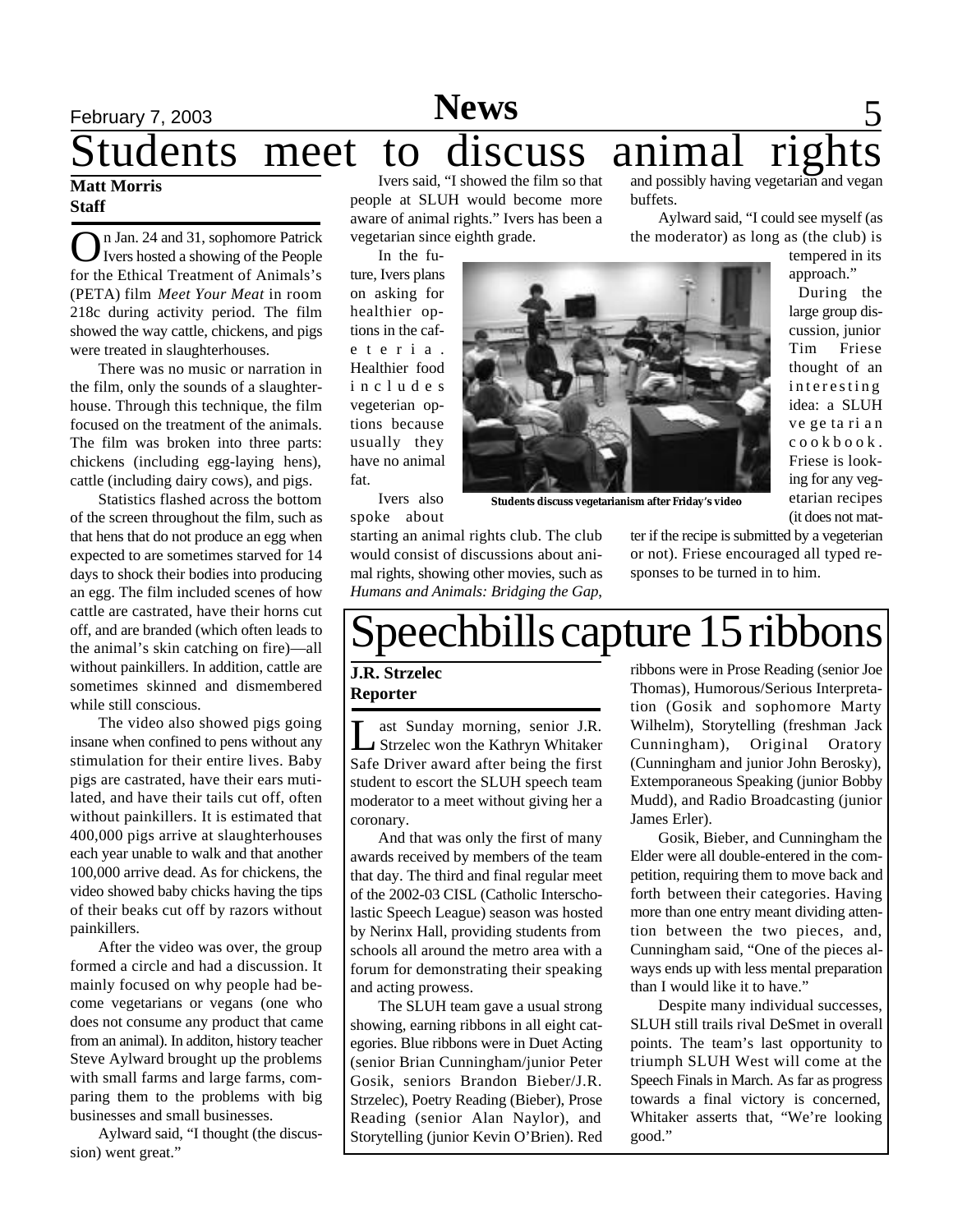# Students meet to discuss animal rights

**Matt Morris**
**Staff**

On Jan. 24 and 31, sophomore Patrick Ivers hosted a showing of the People for the Ethical Treatment of Animals's (PETA) film *Meet Your Meat* in room 218c during activity period. The film showed the way cattle, chickens, and pigs were treated in slaughterhouses.

There was no music or narration in the film, only the sounds of a slaughterhouse. Through this technique, the film focused on the treatment of the animals. The film was broken into three parts: chickens (including egg-laying hens), cattle (including dairy cows), and pigs.

Statistics flashed across the bottom of the screen throughout the film, such as that hens that do not produce an egg when expected to are sometimes starved for 14 days to shock their bodies into producing an egg. The film included scenes of how cattle are castrated, have their horns cut off, and are branded (which often leads to the animal's skin catching on fire)—all without painkillers. In addition, cattle are sometimes skinned and dismembered while still conscious.

The video also showed pigs going insane when confined to pens without any stimulation for their entire lives. Baby pigs are castrated, have their ears mutilated, and have their tails cut off, often without painkillers. It is estimated that 400,000 pigs arrive at slaughterhouses each year unable to walk and that another 100,000 arrive dead. As for chickens, the video showed baby chicks having the tips of their beaks cut off by razors without painkillers.

After the video was over, the group formed a circle and had a discussion. It mainly focused on why people had become vegetarians or vegans (one who does not consume any product that came from an animal). In additon, history teacher Steve Aylward brought up the problems with small farms and large farms, comparing them to the problems with big businesses and small businesses.

Aylward said, "I thought (the discussion) went great."

Ivers said, "I showed the film so that people at SLUH would become more aware of animal rights." Ivers has been a vegetarian since eighth grade.

In the future, Ivers plans on asking for healthier options in the cafeteria. Healthier food includes vegeterian options because usually they have no animal fat.

Ivers also spoke about starting an animal rights club. The club would consist of discussions about animal rights, showing other movies, such as *Humans and Animals: Bridging the Gap*, and possibly having vegetarian and vegan buffets.

Aylward said, "I could see myself (as the moderator) as long as (the club) is tempered in its approach."

During the large group discussion, junior Tim Friese thought of an interesting idea: a SLUH vegetarian cookbook. Friese is looking for any vegetarian recipes (it does not matter if the recipe is submitted by a vegetarian or not). Friese encouraged all typed responses to be turned in to him.

Students discuss vegetarianism after Friday's video

# Speechbills capture 15 ribbons

**J.R. Strzelec**
**Reporter**

Last Sunday morning, senior J.R. Strzelec won the Kathryn Whitaker Safe Driver award after being the first student to escort the SLUH speech team moderator to a meet without giving her a coronary.

And that was only the first of many awards received by members of the team that day. The third and final regular meet of the 2002-03 CISL (Catholic Interscholastic Speech League) season was hosted by Nerinx Hall, providing students from schools all around the metro area with a forum for demonstrating their speaking and acting prowess.

The SLUH team gave a usual strong showing, earning ribbons in all eight categories. Blue ribbons were in Duet Acting (senior Brian Cunningham/junior Peter Gosik, seniors Brandon Bieber/J.R. Strzelec), Poetry Reading (Bieber), Prose Reading (senior Alan Naylor), and Storytelling (junior Kevin O'Brien). Red ribbons were in Prose Reading (senior Joe Thomas), Humorous/Serious Interpretation (Gosik and sophomore Marty Wilhelm), Storytelling (freshman Jack Cunningham), Original Oratory (Cunningham and junior John Berosky), Extemporaneous Speaking (junior Bobby Mudd), and Radio Broadcasting (junior James Erler).

Gosik, Bieber, and Cunningham the Elder were all double-entered in the competition, requiring them to move back and forth between their categories. Having more than one entry meant dividing attention between the two pieces, and, Cunningham said, "One of the pieces always ends up with less mental preparation than I would like it to have."

Despite many individual successes, SLUH still trails rival DeSmet in overall points. The team's last opportunity to triumph SLUH West will come at the Speech Finals in March. As far as progress towards a final victory is concerned, Whitaker asserts that, "We're looking good."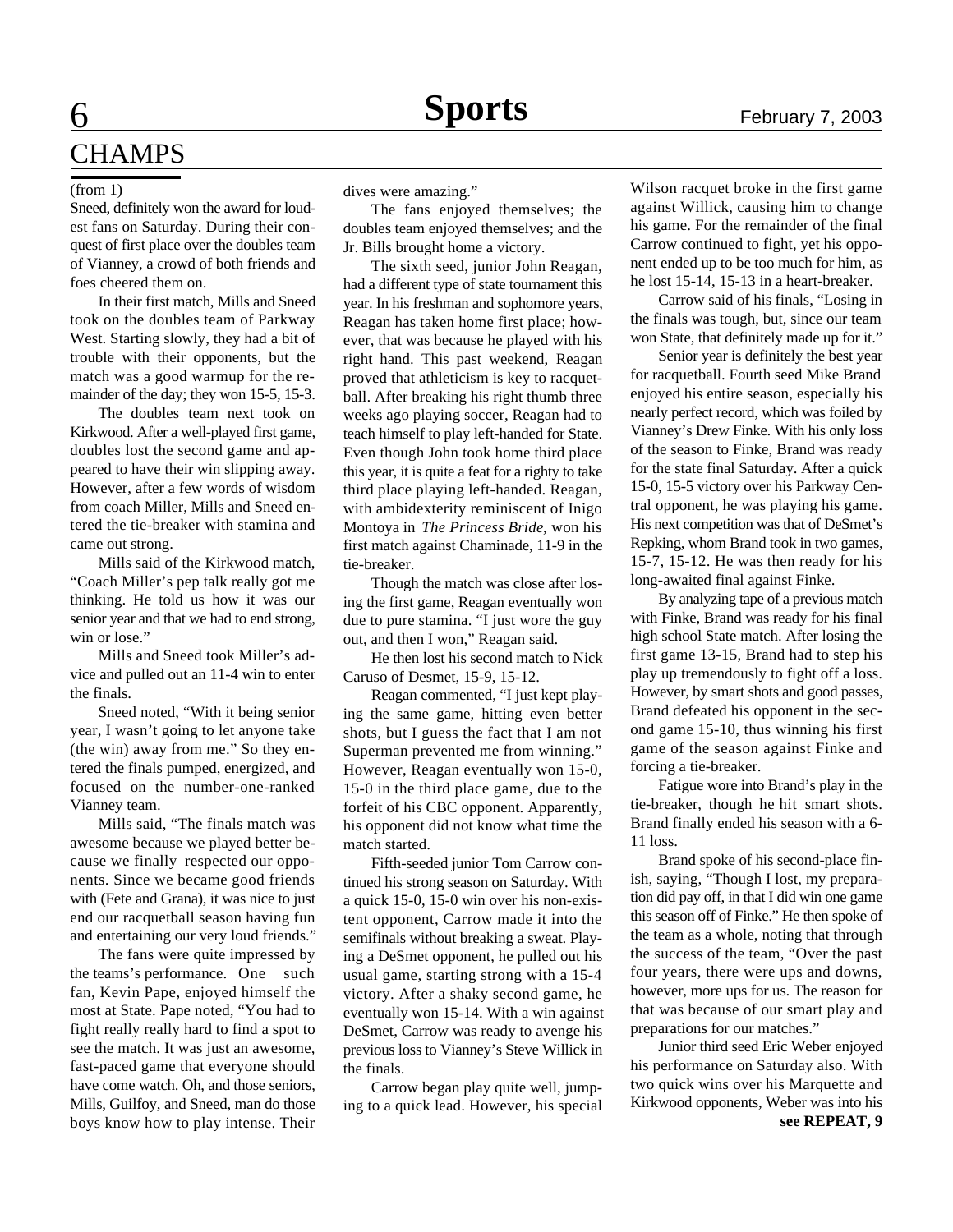# CHAMPS

(from 1)

Sneed, definitely won the award for loudest fans on Saturday. During their conquest of first place over the doubles team of Vianney, a crowd of both friends and foes cheered them on.

In their first match, Mills and Sneed took on the doubles team of Parkway West. Starting slowly, they had a bit of trouble with their opponents, but the match was a good warmup for the remainder of the day; they won 15-5, 15-3.

The doubles team next took on Kirkwood. After a well-played first game, doubles lost the second game and appeared to have their win slipping away. However, after a few words of wisdom from coach Miller, Mills and Sneed entered the tie-breaker with stamina and came out strong.

Mills said of the Kirkwood match, "Coach Miller's pep talk really got me thinking. He told us how it was our senior year and that we had to end strong, win or lose."

Mills and Sneed took Miller's advice and pulled out an 11-4 win to enter the finals.

Sneed noted, "With it being senior year, I wasn't going to let anyone take (the win) away from me." So they entered the finals pumped, energized, and focused on the number-one-ranked Vianney team.

Mills said, "The finals match was awesome because we played better because we finally respected our opponents. Since we became good friends with (Fete and Grana), it was nice to just end our racquetball season having fun and entertaining our very loud friends."

The fans were quite impressed by the teams's performance. One such fan, Kevin Pape, enjoyed himself the most at State. Pape noted, "You had to fight really really hard to find a spot to see the match. It was just an awesome, fast-paced game that everyone should have come watch. Oh, and those seniors, Mills, Guilfoy, and Sneed, man do those boys know how to play intense. Their dives were amazing."

The fans enjoyed themselves; the doubles team enjoyed themselves; and the Jr. Bills brought home a victory.

The sixth seed, junior John Reagan, had a different type of state tournament this year. In his freshman and sophomore years, Reagan has taken home first place; however, that was because he played with his right hand. This past weekend, Reagan proved that athleticism is key to racquetball. After breaking his right thumb three weeks ago playing soccer, Reagan had to teach himself to play left-handed for State. Even though John took home third place this year, it is quite a feat for a righty to take third place playing left-handed. Reagan, with ambidexterity reminiscent of Inigo Montoya in *The Princess Bride*, won his first match against Chaminade, 11-9 in the tie-breaker.

Though the match was close after losing the first game, Reagan eventually won due to pure stamina. "I just wore the guy out, and then I won," Reagan said.

He then lost his second match to Nick Caruso of Desmet, 15-9, 15-12.

Reagan commented, "I just kept playing the same game, hitting even better shots, but I guess the fact that I am not Superman prevented me from winning." However, Reagan eventually won 15-0, 15-0 in the third place game, due to the forfeit of his CBC opponent. Apparently, his opponent did not know what time the match started.

Fifth-seeded junior Tom Carrow continued his strong season on Saturday. With a quick 15-0, 15-0 win over his non-existent opponent, Carrow made it into the semifinals without breaking a sweat. Playing a DeSmet opponent, he pulled out his usual game, starting strong with a 15-4 victory. After a shaky second game, he eventually won 15-14. With a win against DeSmet, Carrow was ready to avenge his previous loss to Vianney's Steve Willick in the finals.

Carrow began play quite well, jumping to a quick lead. However, his special Wilson racquet broke in the first game against Willick, causing him to change his game. For the remainder of the final Carrow continued to fight, yet his opponent ended up to be too much for him, as he lost 15-14, 15-13 in a heart-breaker.

Carrow said of his finals, "Losing in the finals was tough, but, since our team won State, that definitely made up for it."

Senior year is definitely the best year for racquetball. Fourth seed Mike Brand enjoyed his entire season, especially his nearly perfect record, which was foiled by Vianney's Drew Finke. With his only loss of the season to Finke, Brand was ready for the state final Saturday. After a quick 15-0, 15-5 victory over his Parkway Central opponent, he was playing his game. His next competition was that of DeSmet's Repking, whom Brand took in two games, 15-7, 15-12. He was then ready for his long-awaited final against Finke.

By analyzing tape of a previous match with Finke, Brand was ready for his final high school State match. After losing the first game 13-15, Brand had to step his play up tremendously to fight off a loss. However, by smart shots and good passes, Brand defeated his opponent in the second game 15-10, thus winning his first game of the season against Finke and forcing a tie-breaker.

Fatigue wore into Brand's play in the tie-breaker, though he hit smart shots. Brand finally ended his season with a 6-11 loss.

Brand spoke of his second-place finish, saying, "Though I lost, my preparation did pay off, in that I did win one game this season off of Finke." He then spoke of the team as a whole, noting that through the success of the team, "Over the past four years, there were ups and downs, however, more ups for us. The reason for that was because of our smart play and preparations for our matches."

Junior third seed Eric Weber enjoyed his performance on Saturday also. With two quick wins over his Marquette and Kirkwood opponents, Weber was into his

**see REPEAT, 9**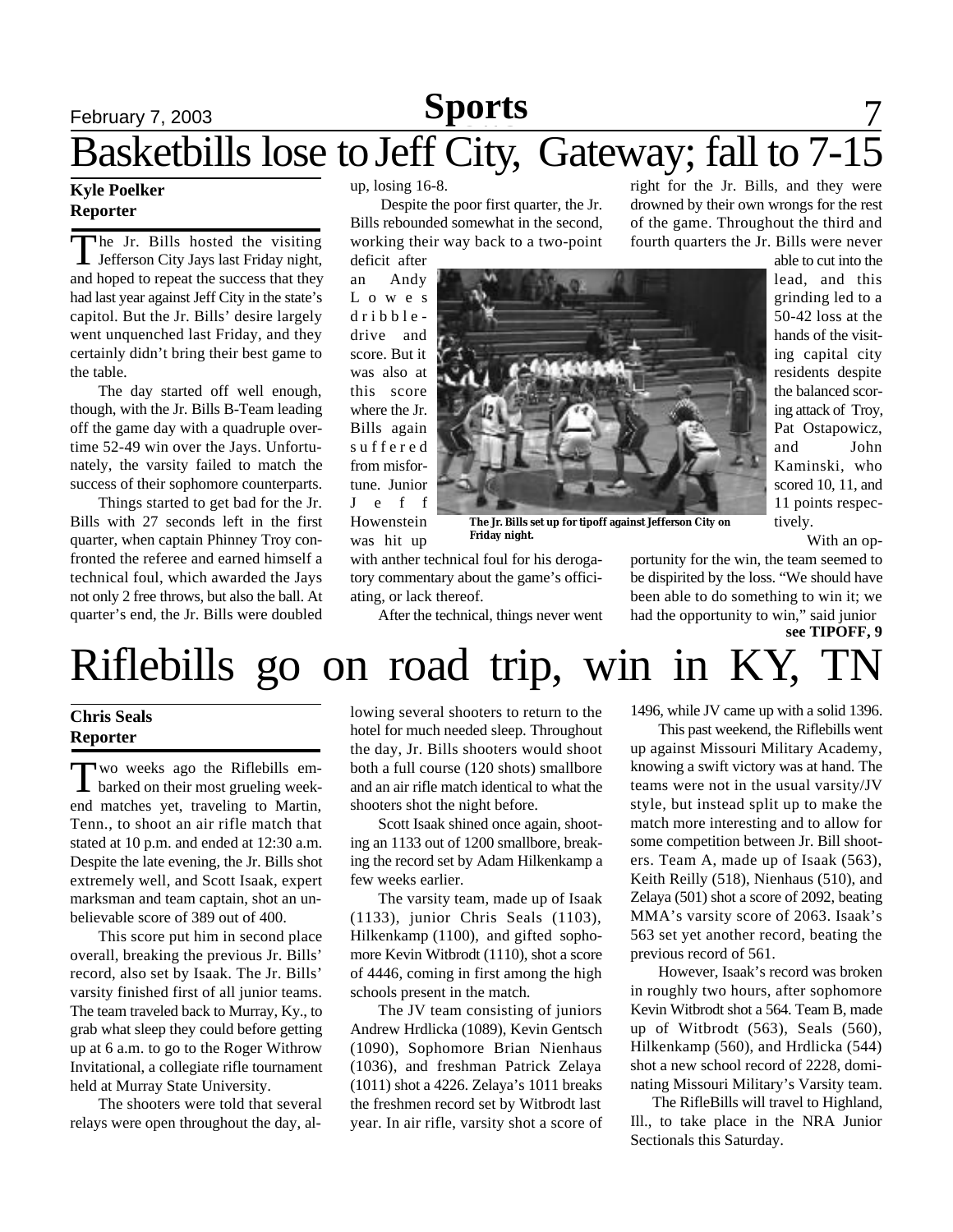# Basketbills lose to Jeff City, Gateway; fall to 7-15

**Kyle Poelker**
**Reporter**

The Jr. Bills hosted the visiting Jefferson City Jays last Friday night, and hoped to repeat the success that they had last year against Jeff City in the state's capitol. But the Jr. Bills' desire largely went unquenched last Friday, and they certainly didn't bring their best game to the table.

The day started off well enough, though, with the Jr. Bills B-Team leading off the game day with a quadruple overtime 52-49 win over the Jays. Unfortunately, the varsity failed to match the success of their sophomore counterparts.

Things started to get bad for the Jr. Bills with 27 seconds left in the first quarter, when captain Phinney Troy confronted the referee and earned himself a technical foul, which awarded the Jays not only 2 free throws, but also the ball. At quarter's end, the Jr. Bills were doubled up, losing 16-8.

Despite the poor first quarter, the Jr. Bills rebounded somewhat in the second, working their way back to a two-point deficit after an Andy Lowes dribble-drive and score. But it was also at this score where the Jr. Bills again suffered from misfortune. Junior Jeff Howenstein was hit up with anther technical foul for his derogatory commentary about the game's officiating, or lack thereof.

The Jr. Bills set up for tipoff against Jefferson City on Friday night.

After the technical, things never went right for the Jr. Bills, and they were drowned by their own wrongs for the rest of the game. Throughout the third and fourth quarters the Jr. Bills were never able to cut into the lead, and this grinding led to a 50-42 loss at the hands of the visiting capital city residents despite the balanced scoring attack of Troy, Pat Ostapowicz, and John Kaminski, who scored 10, 11, and 11 points respectively.

With an opportunity for the win, the team seemed to be dispirited by the loss. "We should have been able to do something to win it; we had the opportunity to win," said junior

**see TIPOFF, 9**

# Riflebills go on road trip, win in KY, TN

**Chris Seals**
**Reporter**

Two weeks ago the Riflebills embarked on their most grueling weekend matches yet, traveling to Martin, Tenn., to shoot an air rifle match that stated at 10 p.m. and ended at 12:30 a.m. Despite the late evening, the Jr. Bills shot extremely well, and Scott Isaak, expert marksman and team captain, shot an unbelievable score of 389 out of 400.

This score put him in second place overall, breaking the previous Jr. Bills' record, also set by Isaak. The Jr. Bills' varsity finished first of all junior teams. The team traveled back to Murray, Ky., to grab what sleep they could before getting up at 6 a.m. to go to the Roger Withrow Invitational, a collegiate rifle tournament held at Murray State University.

The shooters were told that several relays were open throughout the day, allowing several shooters to return to the hotel for much needed sleep. Throughout the day, Jr. Bills shooters would shoot both a full course (120 shots) smallbore and an air rifle match identical to what the shooters shot the night before.

Scott Isaak shined once again, shooting an 1133 out of 1200 smallbore, breaking the record set by Adam Hilkenkamp a few weeks earlier.

The varsity team, made up of Isaak (1133), junior Chris Seals (1103), Hilkenkamp (1100), and gifted sophomore Kevin Witbrodt (1110), shot a score of 4446, coming in first among the high schools present in the match.

The JV team consisting of juniors Andrew Hrdlicka (1089), Kevin Gentsch (1090), Sophomore Brian Nienhaus (1036), and freshman Patrick Zelaya (1011) shot a 4226. Zelaya's 1011 breaks the freshmen record set by Witbrodt last year. In air rifle, varsity shot a score of 1496, while JV came up with a solid 1396.

This past weekend, the Riflebills went up against Missouri Military Academy, knowing a swift victory was at hand. The teams were not in the usual varsity/JV style, but instead split up to make the match more interesting and to allow for some competition between Jr. Bill shooters. Team A, made up of Isaak (563), Keith Reilly (518), Nienhaus (510), and Zelaya (501) shot a score of 2092, beating MMA's varsity score of 2063. Isaak's 563 set yet another record, beating the previous record of 561.

However, Isaak's record was broken in roughly two hours, after sophomore Kevin Witbrodt shot a 564. Team B, made up of Witbrodt (563), Seals (560), Hilkenkamp (560), and Hrdlicka (544) shot a new school record of 2228, dominating Missouri Military's Varsity team.

The RifleBills will travel to Highland, Ill., to take place in the NRA Junior Sectionals this Saturday.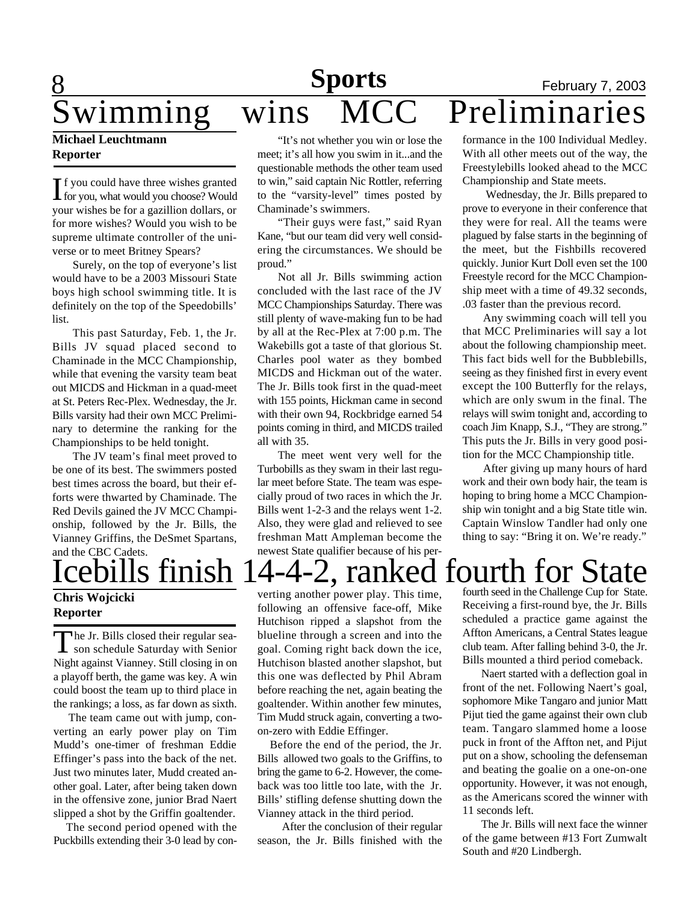# Swimming wins MCC Preliminaries

**Michael Leuchtmann**
**Reporter**

If you could have three wishes granted for you, what would you choose? Would your wishes be for a gazillion dollars, or for more wishes? Would you wish to be supreme ultimate controller of the universe or to meet Britney Spears?

Surely, on the top of everyone's list would have to be a 2003 Missouri State boys high school swimming title. It is definitely on the top of the Speedobills' list.

This past Saturday, Feb. 1, the Jr. Bills JV squad placed second to Chaminade in the MCC Championship, while that evening the varsity team beat out MICDS and Hickman in a quad-meet at St. Peters Rec-Plex. Wednesday, the Jr. Bills varsity had their own MCC Preliminary to determine the ranking for the Championships to be held tonight.

The JV team's final meet proved to be one of its best. The swimmers posted best times across the board, but their efforts were thwarted by Chaminade. The Red Devils gained the JV MCC Championship, followed by the Jr. Bills, the Vianney Griffins, the DeSmet Spartans, and the CBC Cadets.

"It's not whether you win or lose the meet; it's all how you swim in it...and the questionable methods the other team used to win," said captain Nic Rottler, referring to the "varsity-level" times posted by Chaminade's swimmers.

"Their guys were fast," said Ryan Kane, "but our team did very well considering the circumstances. We should be proud."

Not all Jr. Bills swimming action concluded with the last race of the JV MCC Championships Saturday. There was still plenty of wave-making fun to be had by all at the Rec-Plex at 7:00 p.m. The Wakebills got a taste of that glorious St. Charles pool water as they bombed MICDS and Hickman out of the water. The Jr. Bills took first in the quad-meet with 155 points, Hickman came in second with their own 94, Rockbridge earned 54 points coming in third, and MICDS trailed all with 35.

The meet went very well for the Turbobills as they swam in their last regular meet before State. The team was especially proud of two races in which the Jr. Bills went 1-2-3 and the relays went 1-2. Also, they were glad and relieved to see freshman Matt Ampleman become the newest State qualifier because of his performance in the 100 Individual Medley. With all other meets out of the way, the Freestylebills looked ahead to the MCC Championship and State meets.

Wednesday, the Jr. Bills prepared to prove to everyone in their conference that they were for real. All the teams were plagued by false starts in the beginning of the meet, but the Fishbills recovered quickly. Junior Kurt Doll even set the 100 Freestyle record for the MCC Championship meet with a time of 49.32 seconds, .03 faster than the previous record.

Any swimming coach will tell you that MCC Preliminaries will say a lot about the following championship meet. This fact bids well for the Bubblebills, seeing as they finished first in every event except the 100 Butterfly for the relays, which are only swum in the final. The relays will swim tonight and, according to coach Jim Knapp, S.J., "They are strong." This puts the Jr. Bills in very good position for the MCC Championship title.

After giving up many hours of hard work and their own body hair, the team is hoping to bring home a MCC Championship win tonight and a big State title win. Captain Winslow Tandler had only one thing to say: "Bring it on. We're ready."

# Icebills finish 14-4-2, ranked fourth for State

**Chris Wojcicki**
**Reporter**

The Jr. Bills closed their regular season schedule Saturday with Senior Night against Vianney. Still closing in on a playoff berth, the game was key. A win could boost the team up to third place in the rankings; a loss, as far down as sixth.

The team came out with jump, converting an early power play on Tim Mudd's one-timer of freshman Eddie Effinger's pass into the back of the net. Just two minutes later, Mudd created another goal. Later, after being taken down in the offensive zone, junior Brad Naert slipped a shot by the Griffin goaltender.

The second period opened with the Puckbills extending their 3-0 lead by converting another power play. This time, following an offensive face-off, Mike Hutchison ripped a slapshot from the blueline through a screen and into the goal. Coming right back down the ice, Hutchison blasted another slapshot, but this one was deflected by Phil Abram before reaching the net, again beating the goaltender. Within another few minutes, Tim Mudd struck again, converting a two-on-zero with Eddie Effinger.

Before the end of the period, the Jr. Bills allowed two goals to the Griffins, to bring the game to 6-2. However, the comeback was too little too late, with the Jr. Bills' stifling defense shutting down the Vianney attack in the third period.

After the conclusion of their regular season, the Jr. Bills finished with the fourth seed in the Challenge Cup for State. Receiving a first-round bye, the Jr. Bills scheduled a practice game against the Affton Americans, a Central States league club team. After falling behind 3-0, the Jr. Bills mounted a third period comeback.

Naert started with a deflection goal in front of the net. Following Naert's goal, sophomore Mike Tangaro and junior Matt Pijut tied the game against their own club team. Tangaro slammed home a loose puck in front of the Affton net, and Pijut put on a show, schooling the defenseman and beating the goalie on a one-on-one opportunity. However, it was not enough, as the Americans scored the winner with 11 seconds left.

The Jr. Bills will next face the winner of the game between #13 Fort Zumwalt South and #20 Lindbergh.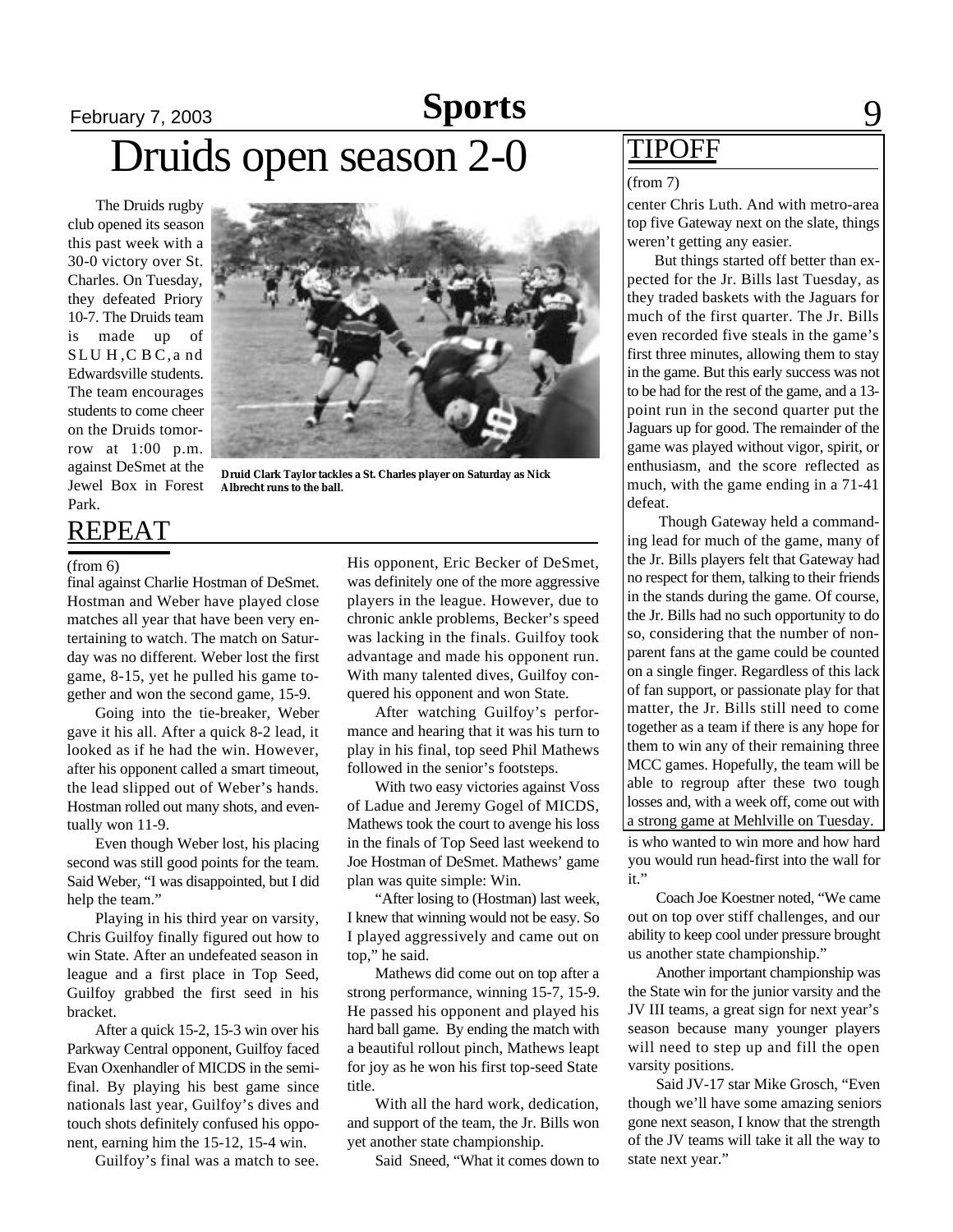# Druids open season 2-0

The Druids rugby club opened its season this past week with a 30-0 victory over St. Charles. On Tuesday, they defeated Priory 10-7. The Druids team is made up of SLUH, CBC, and Edwardsville students. The team encourages students to come cheer on the Druids tomorrow at 1:00 p.m. against DeSmet at the Jewel Box in Forest Park.

**Druid Clark Taylor tackles a St. Charles player on Saturday as Nick Albrecht runs to the ball.**

## REPEAT

(from 6)

final against Charlie Hostman of DeSmet. Hostman and Weber have played close matches all year that have been very entertaining to watch. The match on Saturday was no different. Weber lost the first game, 8-15, yet he pulled his game together and won the second game, 15-9.

Going into the tie-breaker, Weber gave it his all. After a quick 8-2 lead, it looked as if he had the win. However, after his opponent called a smart timeout, the lead slipped out of Weber's hands. Hostman rolled out many shots, and eventually won 11-9.

Even though Weber lost, his placing second was still good points for the team. Said Weber, "I was disappointed, but I did help the team."

Playing in his third year on varsity, Chris Guilfoy finally figured out how to win State. After an undefeated season in league and a first place in Top Seed, Guilfoy grabbed the first seed in his bracket.

After a quick 15-2, 15-3 win over his Parkway Central opponent, Guilfoy faced Evan Oxenhandler of MICDS in the semifinal. By playing his best game since nationals last year, Guilfoy's dives and touch shots definitely confused his opponent, earning him the 15-12, 15-4 win.

Guilfoy's final was a match to see. His opponent, Eric Becker of DeSmet, was definitely one of the more aggressive players in the league. However, due to chronic ankle problems, Becker's speed was lacking in the finals. Guilfoy took advantage and made his opponent run. With many talented dives, Guilfoy conquered his opponent and won State.

After watching Guilfoy's performance and hearing that it was his turn to play in his final, top seed Phil Mathews followed in the senior's footsteps.

With two easy victories against Voss of Ladue and Jeremy Gogel of MICDS, Mathews took the court to avenge his loss in the finals of Top Seed last weekend to Joe Hostman of DeSmet. Mathews' game plan was quite simple: Win.

"After losing to (Hostman) last week, I knew that winning would not be easy. So I played aggressively and came out on top," he said.

Mathews did come out on top after a strong performance, winning 15-7, 15-9. He passed his opponent and played his hard ball game. By ending the match with a beautiful rollout pinch, Mathews leapt for joy as he won his first top-seed State title.

With all the hard work, dedication, and support of the team, the Jr. Bills won yet another state championship.

Said Sneed, "What it comes down to is who wanted to win more and how hard you would run head-first into the wall for it."

Coach Joe Koestner noted, "We came out on top over stiff challenges, and our ability to keep cool under pressure brought us another state championship."

Another important championship was the State win for the junior varsity and the JV III teams, a great sign for next year's season because many younger players will need to step up and fill the open varsity positions.

Said JV-17 star Mike Grosch, "Even though we'll have some amazing seniors gone next season, I know that the strength of the JV teams will take it all the way to state next year."

## TIPOFF

(from 7)

center Chris Luth. And with metro-area top five Gateway next on the slate, things weren't getting any easier.

But things started off better than expected for the Jr. Bills last Tuesday, as they traded baskets with the Jaguars for much of the first quarter. The Jr. Bills even recorded five steals in the game's first three minutes, allowing them to stay in the game. But this early success was not to be had for the rest of the game, and a 13-point run in the second quarter put the Jaguars up for good. The remainder of the game was played without vigor, spirit, or enthusiasm, and the score reflected as much, with the game ending in a 71-41 defeat.

Though Gateway held a commanding lead for much of the game, many of the Jr. Bills players felt that Gateway had no respect for them, talking to their friends in the stands during the game. Of course, the Jr. Bills had no such opportunity to do so, considering that the number of non-parent fans at the game could be counted on a single finger. Regardless of this lack of fan support, or passionate play for that matter, the Jr. Bills still need to come together as a team if there is any hope for them to win any of their remaining three MCC games. Hopefully, the team will be able to regroup after these two tough losses and, with a week off, come out with a strong game at Mehlville on Tuesday.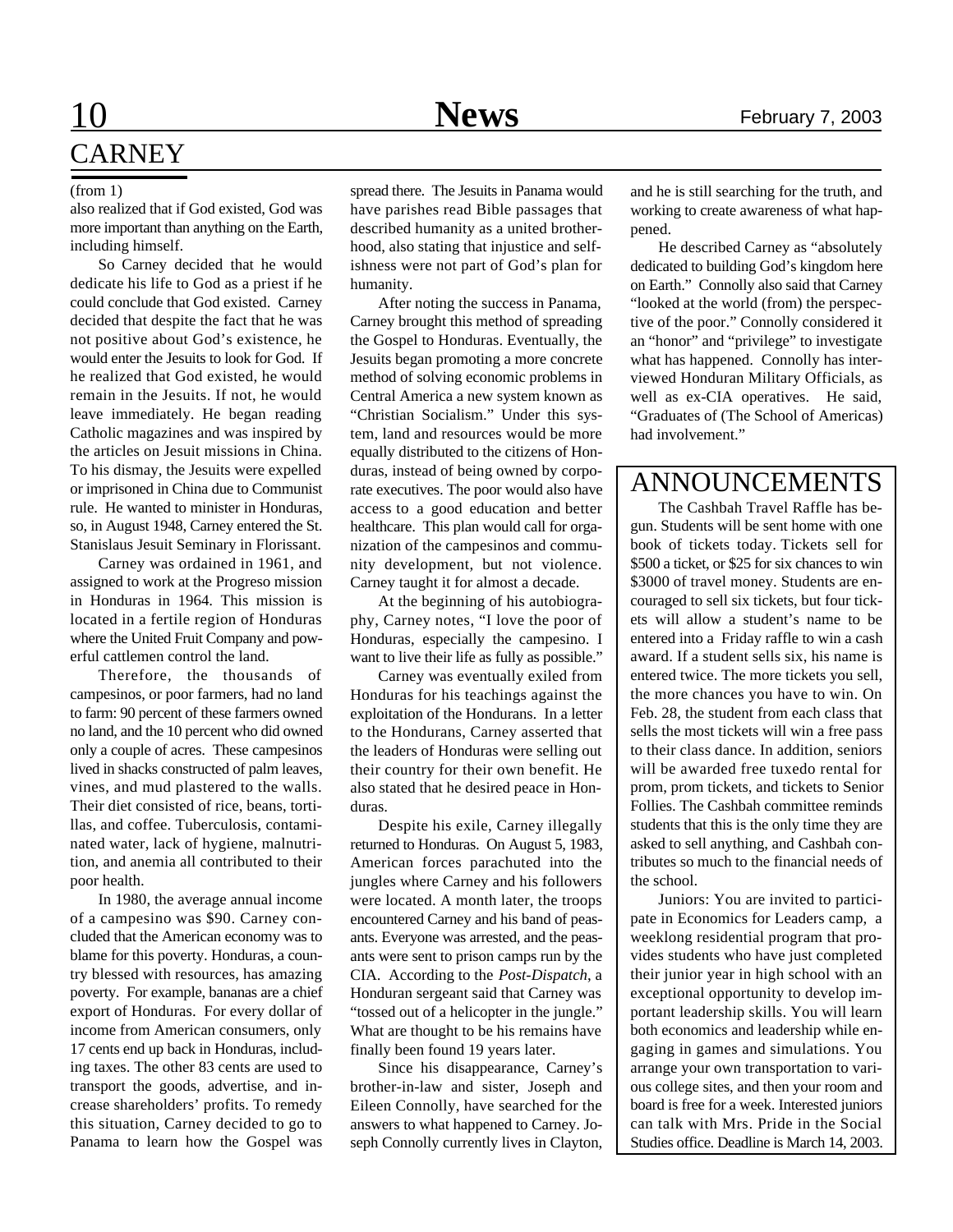# CARNEY

(from 1)

also realized that if God existed, God was more important than anything on the Earth, including himself.

So Carney decided that he would dedicate his life to God as a priest if he could conclude that God existed. Carney decided that despite the fact that he was not positive about God's existence, he would enter the Jesuits to look for God. If he realized that God existed, he would remain in the Jesuits. If not, he would leave immediately. He began reading Catholic magazines and was inspired by the articles on Jesuit missions in China. To his dismay, the Jesuits were expelled or imprisoned in China due to Communist rule. He wanted to minister in Honduras, so, in August 1948, Carney entered the St. Stanislaus Jesuit Seminary in Florissant.

Carney was ordained in 1961, and assigned to work at the Progreso mission in Honduras in 1964. This mission is located in a fertile region of Honduras where the United Fruit Company and powerful cattlemen control the land.

Therefore, the thousands of campesinos, or poor farmers, had no land to farm: 90 percent of these farmers owned no land, and the 10 percent who did owned only a couple of acres. These campesinos lived in shacks constructed of palm leaves, vines, and mud plastered to the walls. Their diet consisted of rice, beans, tortillas, and coffee. Tuberculosis, contaminated water, lack of hygiene, malnutrition, and anemia all contributed to their poor health.

In 1980, the average annual income of a campesino was $90. Carney concluded that the American economy was to blame for this poverty. Honduras, a country blessed with resources, has amazing poverty. For example, bananas are a chief export of Honduras. For every dollar of income from American consumers, only 17 cents end up back in Honduras, including taxes. The other 83 cents are used to transport the goods, advertise, and increase shareholders' profits. To remedy this situation, Carney decided to go to Panama to learn how the Gospel was spread there. The Jesuits in Panama would have parishes read Bible passages that described humanity as a united brotherhood, also stating that injustice and selfishness were not part of God's plan for humanity.

After noting the success in Panama, Carney brought this method of spreading the Gospel to Honduras. Eventually, the Jesuits began promoting a more concrete method of solving economic problems in Central America a new system known as "Christian Socialism." Under this system, land and resources would be more equally distributed to the citizens of Honduras, instead of being owned by corporate executives. The poor would also have access to a good education and better healthcare. This plan would call for organization of the campesinos and community development, but not violence. Carney taught it for almost a decade.

At the beginning of his autobiography, Carney notes, "I love the poor of Honduras, especially the campesino. I want to live their life as fully as possible."

Carney was eventually exiled from Honduras for his teachings against the exploitation of the Hondurans. In a letter to the Hondurans, Carney asserted that the leaders of Honduras were selling out their country for their own benefit. He also stated that he desired peace in Honduras.

Despite his exile, Carney illegally returned to Honduras. On August 5, 1983, American forces parachuted into the jungles where Carney and his followers were located. A month later, the troops encountered Carney and his band of peasants. Everyone was arrested, and the peasants were sent to prison camps run by the CIA. According to the *Post-Dispatch*, a Honduran sergeant said that Carney was "tossed out of a helicopter in the jungle." What are thought to be his remains have finally been found 19 years later.

Since his disappearance, Carney's brother-in-law and sister, Joseph and Eileen Connolly, have searched for the answers to what happened to Carney. Joseph Connolly currently lives in Clayton, and he is still searching for the truth, and working to create awareness of what happened.

He described Carney as "absolutely dedicated to building God's kingdom here on Earth." Connolly also said that Carney "looked at the world (from) the perspective of the poor." Connolly considered it an "honor" and "privilege" to investigate what has happened. Connolly has interviewed Honduran Military Officials, as well as ex-CIA operatives. He said, "Graduates of (The School of Americas) had involvement."

## ANNOUNCEMENTS

The Cashbah Travel Raffle has begun. Students will be sent home with one book of tickets today. Tickets sell for $500 a ticket, or $25 for six chances to win $3000 of travel money. Students are encouraged to sell six tickets, but four tickets will allow a student's name to be entered into a Friday raffle to win a cash award. If a student sells six, his name is entered twice. The more tickets you sell, the more chances you have to win. On Feb. 28, the student from each class that sells the most tickets will win a free pass to their class dance. In addition, seniors will be awarded free tuxedo rental for prom, prom tickets, and tickets to Senior Follies. The Cashbah committee reminds students that this is the only time they are asked to sell anything, and Cashbah contributes so much to the financial needs of the school.

Juniors: You are invited to participate in Economics for Leaders camp, a weeklong residential program that provides students who have just completed their junior year in high school with an exceptional opportunity to develop important leadership skills. You will learn both economics and leadership while engaging in games and simulations. You arrange your own transportation to various college sites, and then your room and board is free for a week. Interested juniors can talk with Mrs. Pride in the Social Studies office. Deadline is March 14, 2003.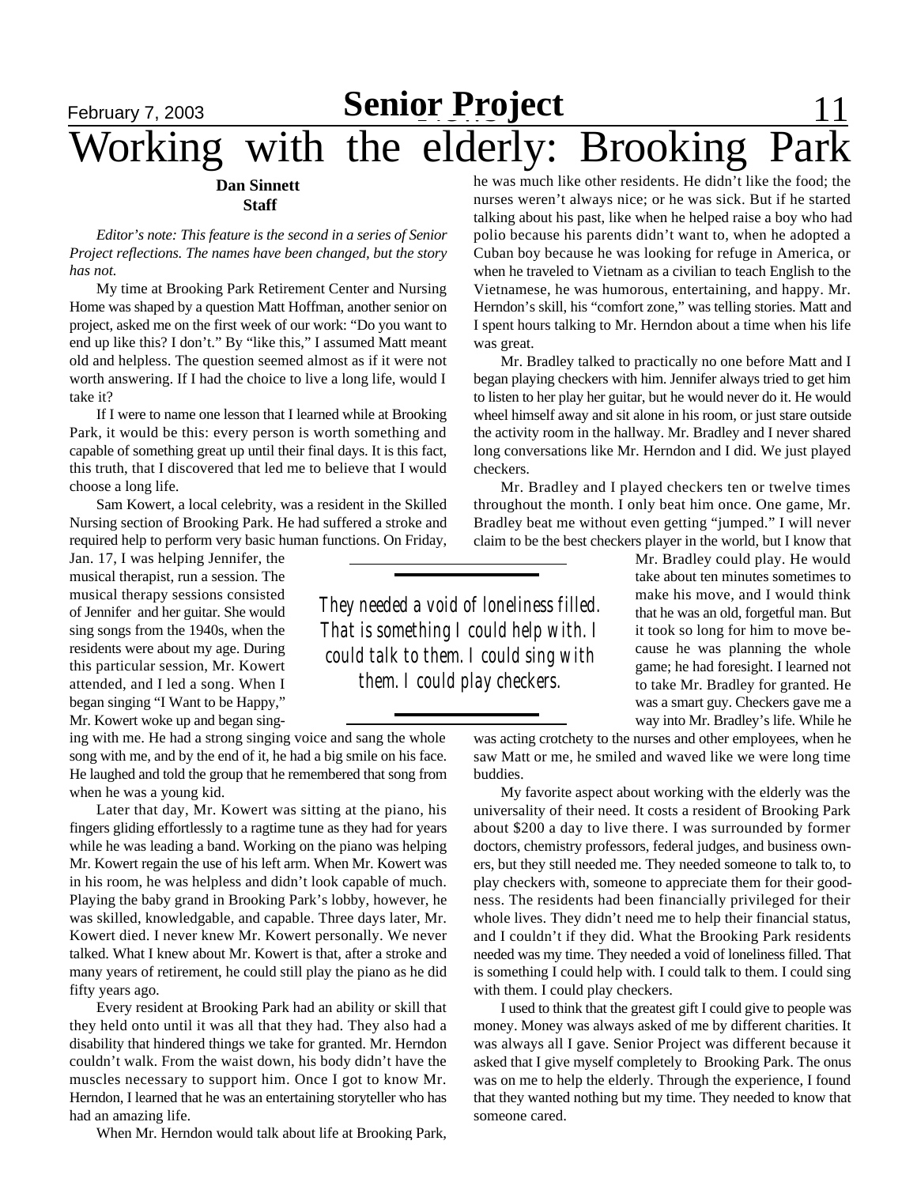# Working with the elderly: Brooking Park

**Dan Sinnett**
**Staff**

*Editor's note: This feature is the second in a series of Senior Project reflections. The names have been changed, but the story has not.*

My time at Brooking Park Retirement Center and Nursing Home was shaped by a question Matt Hoffman, another senior on project, asked me on the first week of our work: "Do you want to end up like this? I don't." By "like this," I assumed Matt meant old and helpless. The question seemed almost as if it were not worth answering. If I had the choice to live a long life, would I take it?

If I were to name one lesson that I learned while at Brooking Park, it would be this: every person is worth something and capable of something great up until their final days. It is this fact, this truth, that I discovered that led me to believe that I would choose a long life.

Sam Kowert, a local celebrity, was a resident in the Skilled Nursing section of Brooking Park. He had suffered a stroke and required help to perform very basic human functions. On Friday, Jan. 17, I was helping Jennifer, the musical therapist, run a session. The musical therapy sessions consisted of Jennifer and her guitar. She would sing songs from the 1940s, when the residents were about my age. During this particular session, Mr. Kowert attended, and I led a song. When I began singing "I Want to be Happy," Mr. Kowert woke up and began singing with me. He had a strong singing voice and sang the whole song with me, and by the end of it, he had a big smile on his face. He laughed and told the group that he remembered that song from when he was a young kid.

Later that day, Mr. Kowert was sitting at the piano, his fingers gliding effortlessly to a ragtime tune as they had for years while he was leading a band. Working on the piano was helping Mr. Kowert regain the use of his left arm. When Mr. Kowert was in his room, he was helpless and didn't look capable of much. Playing the baby grand in Brooking Park's lobby, however, he was skilled, knowledgable, and capable. Three days later, Mr. Kowert died. I never knew Mr. Kowert personally. We never talked. What I knew about Mr. Kowert is that, after a stroke and many years of retirement, he could still play the piano as he did fifty years ago.

Every resident at Brooking Park had an ability or skill that they held onto until it was all that they had. They also had a disability that hindered things we take for granted. Mr. Herndon couldn't walk. From the waist down, his body didn't have the muscles necessary to support him. Once I got to know Mr. Herndon, I learned that he was an entertaining storyteller who has had an amazing life.

When Mr. Herndon would talk about life at Brooking Park, he was much like other residents. He didn't like the food; the nurses weren't always nice; or he was sick. But if he started talking about his past, like when he helped raise a boy who had polio because his parents didn't want to, when he adopted a Cuban boy because he was looking for refuge in America, or when he traveled to Vietnam as a civilian to teach English to the Vietnamese, he was humorous, entertaining, and happy. Mr. Herndon's skill, his "comfort zone," was telling stories. Matt and I spent hours talking to Mr. Herndon about a time when his life was great.

Mr. Bradley talked to practically no one before Matt and I began playing checkers with him. Jennifer always tried to get him to listen to her play her guitar, but he would never do it. He would wheel himself away and sit alone in his room, or just stare outside the activity room in the hallway. Mr. Bradley and I never shared long conversations like Mr. Herndon and I did. We just played checkers.

Mr. Bradley and I played checkers ten or twelve times throughout the month. I only beat him once. One game, Mr. Bradley beat me without even getting "jumped." I will never claim to be the best checkers player in the world, but I know that Mr. Bradley could play. He would take about ten minutes sometimes to make his move, and I would think that he was an old, forgetful man. But it took so long for him to move because he was planning the whole game; he had foresight. I learned not to take Mr. Bradley for granted. He was a smart guy. Checkers gave me a way into Mr. Bradley's life. While he was acting crotchety to the nurses and other employees, when he saw Matt or me, he smiled and waved like we were long time buddies.

> *They needed a void of loneliness filled. That is something I could help with. I could talk to them. I could sing with them. I could play checkers.*

My favorite aspect about working with the elderly was the universality of their need. It costs a resident of Brooking Park about $200 a day to live there. I was surrounded by former doctors, chemistry professors, federal judges, and business owners, but they still needed me. They needed someone to talk to, to play checkers with, someone to appreciate them for their goodness. The residents had been financially privileged for their whole lives. They didn't need me to help their financial status, and I couldn't if they did. What the Brooking Park residents needed was my time. They needed a void of loneliness filled. That is something I could help with. I could talk to them. I could sing with them. I could play checkers.

I used to think that the greatest gift I could give to people was money. Money was always asked of me by different charities. It was always all I gave. Senior Project was different because it asked that I give myself completely to Brooking Park. The onus was on me to help the elderly. Through the experience, I found that they wanted nothing but my time. They needed to know that someone cared.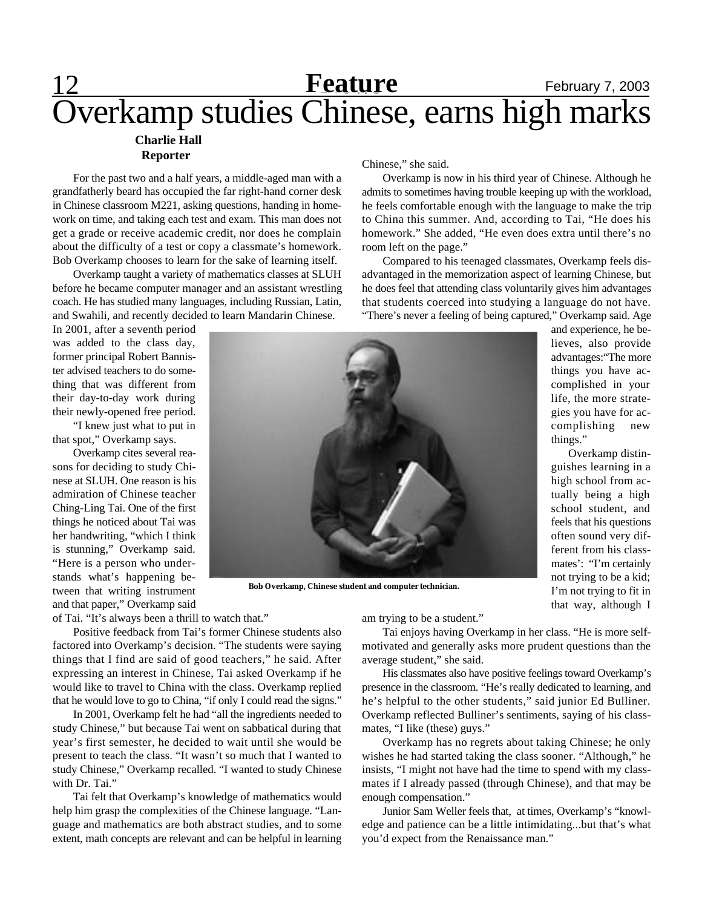# Overkamp studies Chinese, earns high marks

**Charlie Hall**
**Reporter**

For the past two and a half years, a middle-aged man with a grandfatherly beard has occupied the far right-hand corner desk in Chinese classroom M221, asking questions, handing in homework on time, and taking each test and exam. This man does not get a grade or receive academic credit, nor does he complain about the difficulty of a test or copy a classmate's homework. Bob Overkamp chooses to learn for the sake of learning itself.

Overkamp taught a variety of mathematics classes at SLUH before he became computer manager and an assistant wrestling coach. He has studied many languages, including Russian, Latin, and Swahili, and recently decided to learn Mandarin Chinese. In 2001, after a seventh period was added to the class day, former principal Robert Bannister advised teachers to do something that was different from their day-to-day work during their newly-opened free period.

"I knew just what to put in that spot," Overkamp says.

Overkamp cites several reasons for deciding to study Chinese at SLUH. One reason is his admiration of Chinese teacher Ching-Ling Tai. One of the first things he noticed about Tai was her handwriting, "which I think is stunning," Overkamp said. "Here is a person who understands what's happening between that writing instrument and that paper," Overkamp said of Tai. "It's always been a thrill to watch that."

Positive feedback from Tai's former Chinese students also factored into Overkamp's decision. "The students were saying things that I find are said of good teachers," he said. After expressing an interest in Chinese, Tai asked Overkamp if he would like to travel to China with the class. Overkamp replied that he would love to go to China, "if only I could read the signs."

In 2001, Overkamp felt he had "all the ingredients needed to study Chinese," but because Tai went on sabbatical during that year's first semester, he decided to wait until she would be present to teach the class. "It wasn't so much that I wanted to study Chinese," Overkamp recalled. "I wanted to study Chinese with Dr. Tai."

Tai felt that Overkamp's knowledge of mathematics would help him grasp the complexities of the Chinese language. "Language and mathematics are both abstract studies, and to some extent, math concepts are relevant and can be helpful in learning Chinese," she said.

Overkamp is now in his third year of Chinese. Although he admits to sometimes having trouble keeping up with the workload, he feels comfortable enough with the language to make the trip to China this summer. And, according to Tai, "He does his homework." She added, "He even does extra until there's no room left on the page."

Compared to his teenaged classmates, Overkamp feels disadvantaged in the memorization aspect of learning Chinese, but he does feel that attending class voluntarily gives him advantages that students coerced into studying a language do not have. "There's never a feeling of being captured," Overkamp said. Age and experience, he believes, also provide advantages:"The more things you have accomplished in your life, the more strategies you have for accomplishing new things."

Bob Overkamp, Chinese student and computer technician.

Overkamp distinguishes learning in a high school from actually being a high school student, and feels that his questions often sound very different from his classmates': "I'm certainly not trying to be a kid; I'm not trying to fit in that way, although I am trying to be a student."

Tai enjoys having Overkamp in her class. "He is more self-motivated and generally asks more prudent questions than the average student," she said.

His classmates also have positive feelings toward Overkamp's presence in the classroom. "He's really dedicated to learning, and he's helpful to the other students," said junior Ed Bulliner. Overkamp reflected Bulliner's sentiments, saying of his classmates, "I like (these) guys."

Overkamp has no regrets about taking Chinese; he only wishes he had started taking the class sooner. "Although," he insists, "I might not have had the time to spend with my classmates if I already passed (through Chinese), and that may be enough compensation."

Junior Sam Weller feels that, at times, Overkamp's "knowledge and patience can be a little intimidating...but that's what you'd expect from the Renaissance man."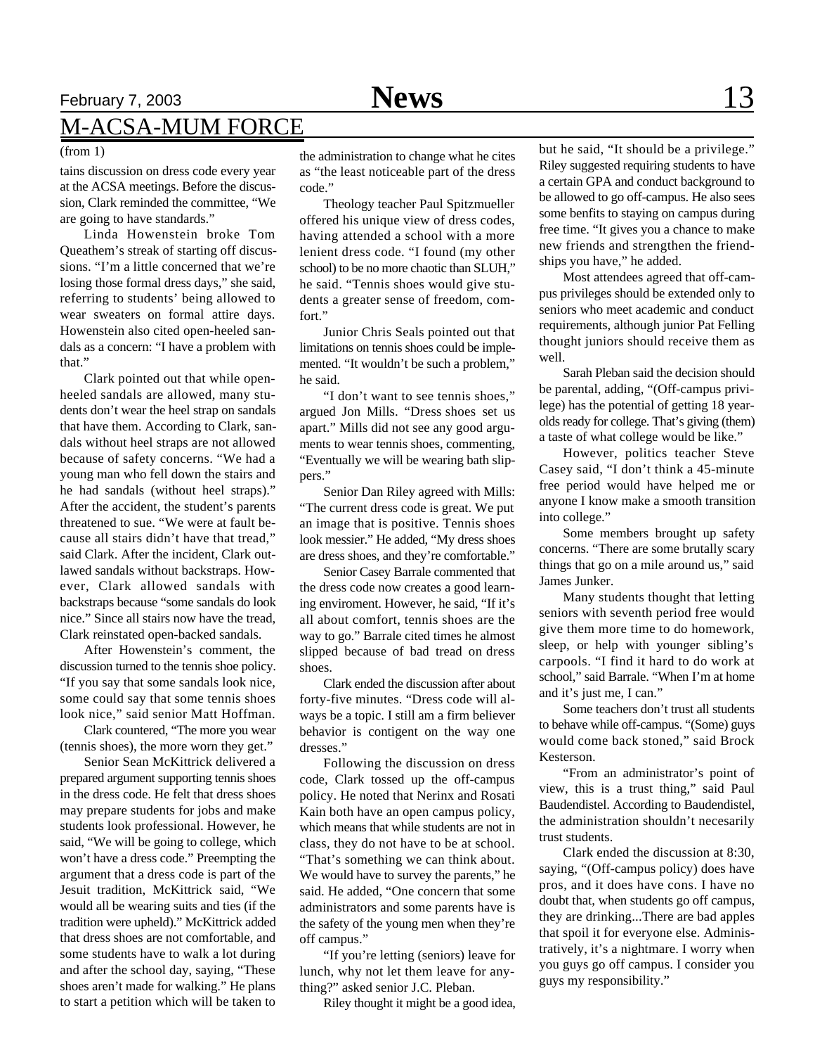## M-ACSA-MUM FORCE

(from 1)

tains discussion on dress code every year at the ACSA meetings. Before the discussion, Clark reminded the committee, "We are going to have standards."

Linda Howenstein broke Tom Queathem's streak of starting off discussions. "I'm a little concerned that we're losing those formal dress days," she said, referring to students' being allowed to wear sweaters on formal attire days. Howenstein also cited open-heeled sandals as a concern: "I have a problem with that."

Clark pointed out that while open-heeled sandals are allowed, many students don't wear the heel strap on sandals that have them. According to Clark, sandals without heel straps are not allowed because of safety concerns. "We had a young man who fell down the stairs and he had sandals (without heel straps)." After the accident, the student's parents threatened to sue. "We were at fault because all stairs didn't have that tread," said Clark. After the incident, Clark outlawed sandals without backstraps. However, Clark allowed sandals with backstraps because "some sandals do look nice." Since all stairs now have the tread, Clark reinstated open-backed sandals.

After Howenstein's comment, the discussion turned to the tennis shoe policy. "If you say that some sandals look nice, some could say that some tennis shoes look nice," said senior Matt Hoffman.

Clark countered, "The more you wear (tennis shoes), the more worn they get."

Senior Sean McKittrick delivered a prepared argument supporting tennis shoes in the dress code. He felt that dress shoes may prepare students for jobs and make students look professional. However, he said, "We will be going to college, which won't have a dress code." Preempting the argument that a dress code is part of the Jesuit tradition, McKittrick said, "We would all be wearing suits and ties (if the tradition were upheld)." McKittrick added that dress shoes are not comfortable, and some students have to walk a lot during and after the school day, saying, "These shoes aren't made for walking." He plans to start a petition which will be taken to the administration to change what he cites as "the least noticeable part of the dress code."

Theology teacher Paul Spitzmueller offered his unique view of dress codes, having attended a school with a more lenient dress code. "I found (my other school) to be no more chaotic than SLUH," he said. "Tennis shoes would give students a greater sense of freedom, comfort."

Junior Chris Seals pointed out that limitations on tennis shoes could be implemented. "It wouldn't be such a problem," he said.

"I don't want to see tennis shoes," argued Jon Mills. "Dress shoes set us apart." Mills did not see any good arguments to wear tennis shoes, commenting, "Eventually we will be wearing bath slippers."

Senior Dan Riley agreed with Mills: "The current dress code is great. We put an image that is positive. Tennis shoes look messier." He added, "My dress shoes are dress shoes, and they're comfortable."

Senior Casey Barrale commented that the dress code now creates a good learning enviroment. However, he said, "If it's all about comfort, tennis shoes are the way to go." Barrale cited times he almost slipped because of bad tread on dress shoes.

Clark ended the discussion after about forty-five minutes. "Dress code will always be a topic. I still am a firm believer behavior is contigent on the way one dresses."

Following the discussion on dress code, Clark tossed up the off-campus policy. He noted that Nerinx and Rosati Kain both have an open campus policy, which means that while students are not in class, they do not have to be at school. "That's something we can think about. We would have to survey the parents," he said. He added, "One concern that some administrators and some parents have is the safety of the young men when they're off campus."

"If you're letting (seniors) leave for lunch, why not let them leave for anything?" asked senior J.C. Pleban.

Riley thought it might be a good idea, but he said, "It should be a privilege." Riley suggested requiring students to have a certain GPA and conduct background to be allowed to go off-campus. He also sees some benfits to staying on campus during free time. "It gives you a chance to make new friends and strengthen the friendships you have," he added.

Most attendees agreed that off-campus privileges should be extended only to seniors who meet academic and conduct requirements, although junior Pat Felling thought juniors should receive them as well.

Sarah Pleban said the decision should be parental, adding, "(Off-campus privilege) has the potential of getting 18 year-olds ready for college. That's giving (them) a taste of what college would be like."

However, politics teacher Steve Casey said, "I don't think a 45-minute free period would have helped me or anyone I know make a smooth transition into college."

Some members brought up safety concerns. "There are some brutally scary things that go on a mile around us," said James Junker.

Many students thought that letting seniors with seventh period free would give them more time to do homework, sleep, or help with younger sibling's carpools. "I find it hard to do work at school," said Barrale. "When I'm at home and it's just me, I can."

Some teachers don't trust all students to behave while off-campus. "(Some) guys would come back stoned," said Brock Kesterson.

"From an administrator's point of view, this is a trust thing," said Paul Baudendistel. According to Baudendistel, the administration shouldn't necesarily trust students.

Clark ended the discussion at 8:30, saying, "(Off-campus policy) does have pros, and it does have cons. I have no doubt that, when students go off campus, they are drinking...There are bad apples that spoil it for everyone else. Administratively, it's a nightmare. I worry when you guys go off campus. I consider you guys my responsibility."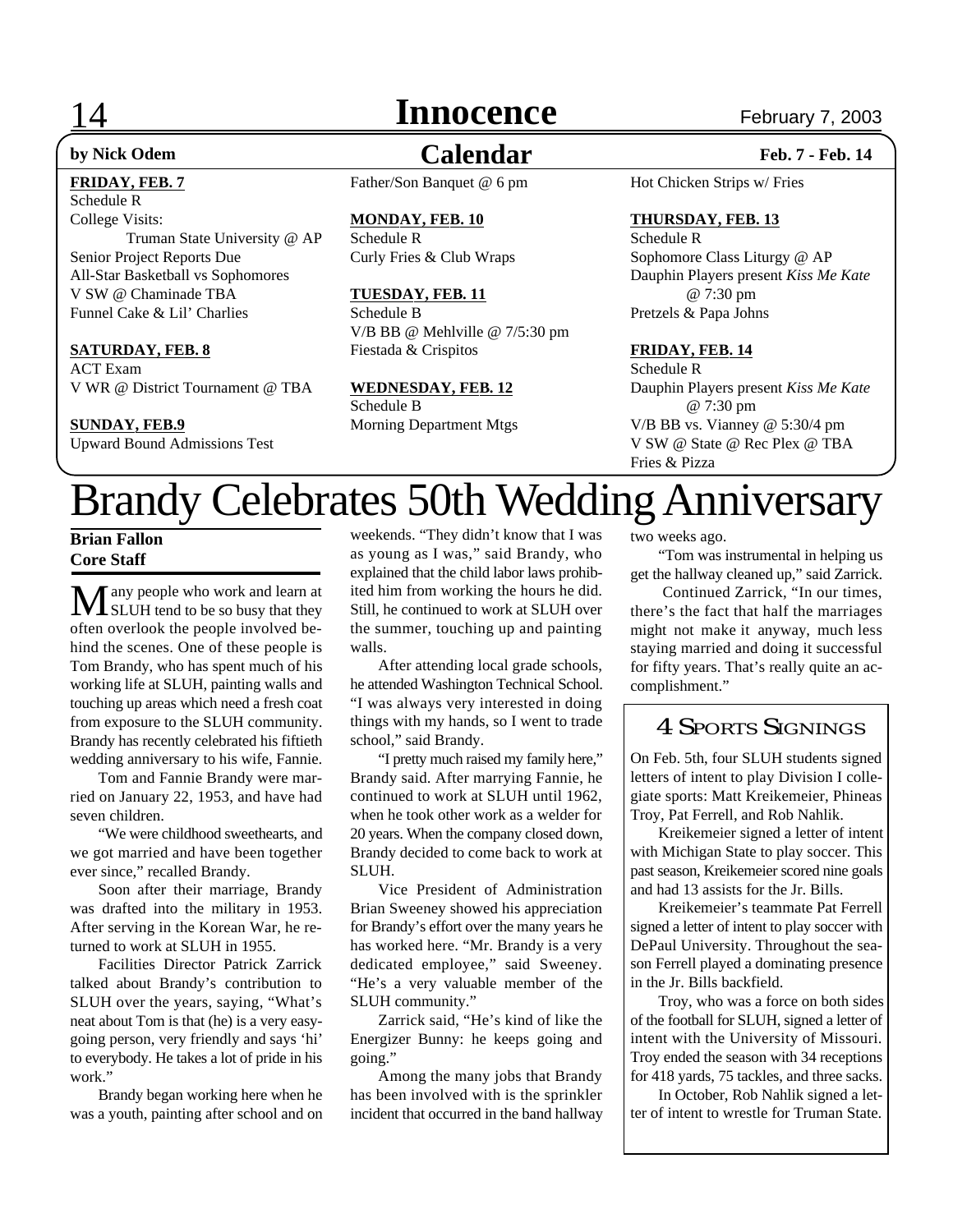## Calendar

**by Nick Odem** — **Feb. 7 - Feb. 14**

**FRIDAY, FEB. 7**
Schedule R
College Visits:
Truman State University @ AP
Senior Project Reports Due
All-Star Basketball vs Sophomores
V SW @ Chaminade TBA
Funnel Cake & Lil' Charlies
Father/Son Banquet @ 6 pm

**SATURDAY, FEB. 8**
ACT Exam
V WR @ District Tournament @ TBA

**SUNDAY, FEB.9**
Upward Bound Admissions Test

**MONDAY, FEB. 10**
Schedule R
Curly Fries & Club Wraps

**TUESDAY, FEB. 11**
Schedule B
V/B BB @ Mehlville @ 7/5:30 pm
Fiestada & Crispitos

**WEDNESDAY, FEB. 12**
Schedule B
Morning Department Mtgs
Hot Chicken Strips w/ Fries

**THURSDAY, FEB. 13**
Schedule R
Sophomore Class Liturgy @ AP
Dauphin Players present *Kiss Me Kate* @ 7:30 pm
Pretzels & Papa Johns

**FRIDAY, FEB. 14**
Schedule R
Dauphin Players present *Kiss Me Kate* @ 7:30 pm
V/B BB vs. Vianney @ 5:30/4 pm
V SW @ State @ Rec Plex @ TBA
Fries & Pizza

# Brandy Celebrates 50th Wedding Anniversary

**Brian Fallon**
**Core Staff**

Many people who work and learn at SLUH tend to be so busy that they often overlook the people involved behind the scenes. One of these people is Tom Brandy, who has spent much of his working life at SLUH, painting walls and touching up areas which need a fresh coat from exposure to the SLUH community. Brandy has recently celebrated his fiftieth wedding anniversary to his wife, Fannie.

Tom and Fannie Brandy were married on January 22, 1953, and have had seven children.

"We were childhood sweethearts, and we got married and have been together ever since," recalled Brandy.

Soon after their marriage, Brandy was drafted into the military in 1953. After serving in the Korean War, he returned to work at SLUH in 1955.

Facilities Director Patrick Zarrick talked about Brandy's contribution to SLUH over the years, saying, "What's neat about Tom is that (he) is a very easy-going person, very friendly and says 'hi' to everybody. He takes a lot of pride in his work."

Brandy began working here when he was a youth, painting after school and on weekends. "They didn't know that I was as young as I was," said Brandy, who explained that the child labor laws prohibited him from working the hours he did. Still, he continued to work at SLUH over the summer, touching up and painting walls.

After attending local grade schools, he attended Washington Technical School. "I was always very interested in doing things with my hands, so I went to trade school," said Brandy.

"I pretty much raised my family here," Brandy said. After marrying Fannie, he continued to work at SLUH until 1962, when he took other work as a welder for 20 years. When the company closed down, Brandy decided to come back to work at SLUH.

Vice President of Administration Brian Sweeney showed his appreciation for Brandy's effort over the many years he has worked here. "Mr. Brandy is a very dedicated employee," said Sweeney. "He's a very valuable member of the SLUH community."

Zarrick said, "He's kind of like the Energizer Bunny: he keeps going and going."

Among the many jobs that Brandy has been involved with is the sprinkler incident that occurred in the band hallway two weeks ago.

"Tom was instrumental in helping us get the hallway cleaned up," said Zarrick.

Continued Zarrick, "In our times, there's the fact that half the marriages might not make it anyway, much less staying married and doing it successful for fifty years. That's really quite an accomplishment."

## 4 Sports Signings

On Feb. 5th, four SLUH students signed letters of intent to play Division I collegiate sports: Matt Kreikemeier, Phineas Troy, Pat Ferrell, and Rob Nahlik.

Kreikemeier signed a letter of intent with Michigan State to play soccer. This past season, Kreikemeier scored nine goals and had 13 assists for the Jr. Bills.

Kreikemeier's teammate Pat Ferrell signed a letter of intent to play soccer with DePaul University. Throughout the season Ferrell played a dominating presence in the Jr. Bills backfield.

Troy, who was a force on both sides of the football for SLUH, signed a letter of intent with the University of Missouri. Troy ended the season with 34 receptions for 418 yards, 75 tackles, and three sacks.

In October, Rob Nahlik signed a letter of intent to wrestle for Truman State.